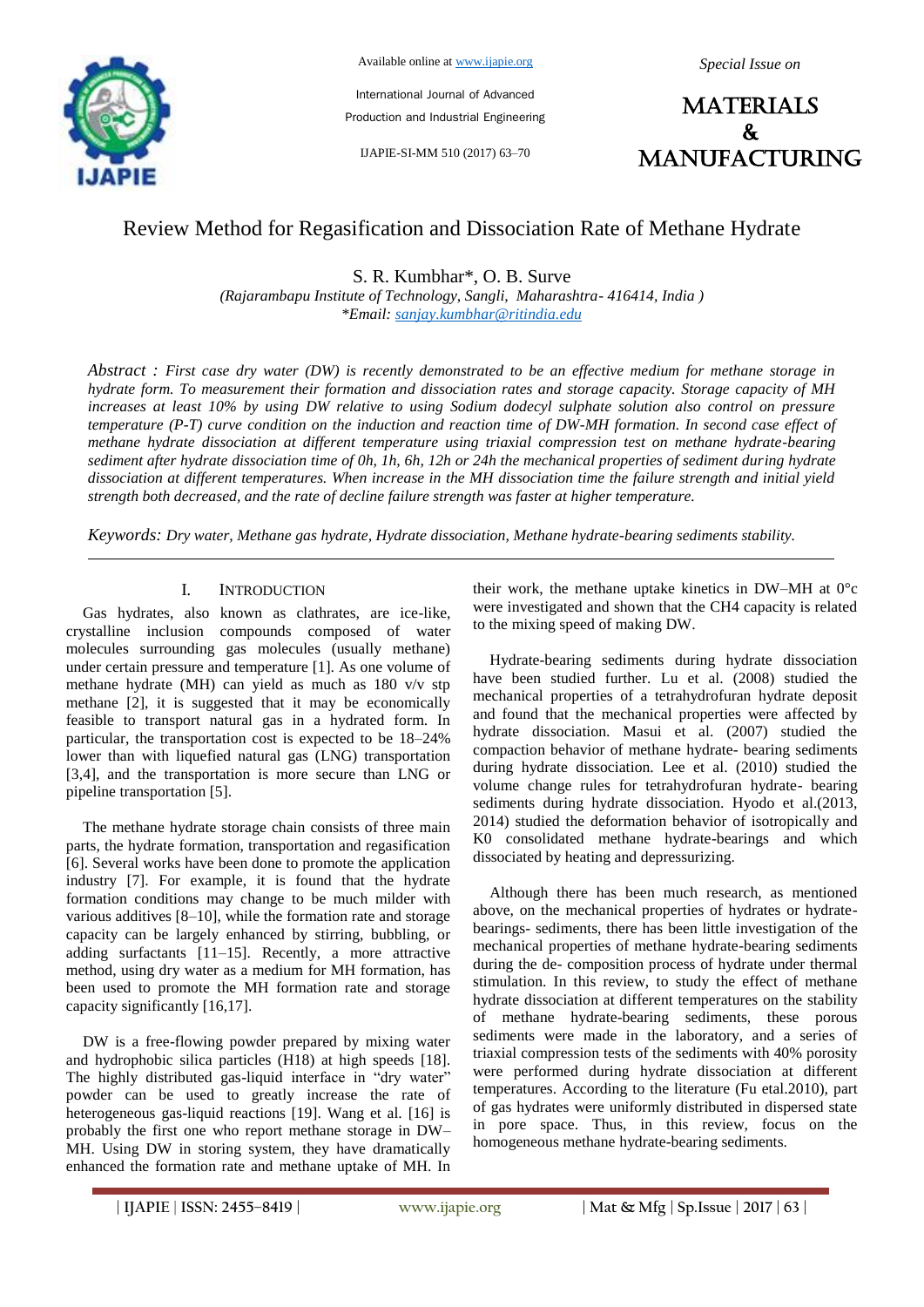# Review Method for Regasification and Dissociation Rate of Methane Hydrate

S. R. Kumbhar*, O. B. Surve

*(Rajarambapu Institute of Technology, Sangli, Maharashtra- 416414, India )*
*\*Email: sanjay.kumbhar@ritindia.edu*

*Abstract : First case dry water (DW) is recently demonstrated to be an effective medium for methane storage in hydrate form. To measurement their formation and dissociation rates and storage capacity. Storage capacity of MH increases at least 10% by using DW relative to using Sodium dodecyl sulphate solution also control on pressure temperature (P-T) curve condition on the induction and reaction time of DW-MH formation. In second case effect of methane hydrate dissociation at different temperature using triaxial compression test on methane hydrate-bearing sediment after hydrate dissociation time of 0h, 1h, 6h, 12h or 24h the mechanical properties of sediment during hydrate dissociation at different temperatures. When increase in the MH dissociation time the failure strength and initial yield strength both decreased, and the rate of decline failure strength was faster at higher temperature.*

*Keywords: Dry water, Methane gas hydrate, Hydrate dissociation, Methane hydrate-bearing sediments stability.*

## I. Introduction

Gas hydrates, also known as clathrates, are ice-like, crystalline inclusion compounds composed of water molecules surrounding gas molecules (usually methane) under certain pressure and temperature [1]. As one volume of methane hydrate (MH) can yield as much as 180 v/v stp methane [2], it is suggested that it may be economically feasible to transport natural gas in a hydrated form. In particular, the transportation cost is expected to be 18–24% lower than with liquefied natural gas (LNG) transportation [3,4], and the transportation is more secure than LNG or pipeline transportation [5].

The methane hydrate storage chain consists of three main parts, the hydrate formation, transportation and regasification [6]. Several works have been done to promote the application industry [7]. For example, it is found that the hydrate formation conditions may change to be much milder with various additives [8–10], while the formation rate and storage capacity can be largely enhanced by stirring, bubbling, or adding surfactants [11–15]. Recently, a more attractive method, using dry water as a medium for MH formation, has been used to promote the MH formation rate and storage capacity significantly [16,17].

DW is a free-flowing powder prepared by mixing water and hydrophobic silica particles (H18) at high speeds [18]. The highly distributed gas-liquid interface in "dry water" powder can be used to greatly increase the rate of heterogeneous gas-liquid reactions [19]. Wang et al. [16] is probably the first one who report methane storage in DW–MH. Using DW in storing system, they have dramatically enhanced the formation rate and methane uptake of MH. In their work, the methane uptake kinetics in DW–MH at 0°c were investigated and shown that the $CH_4$ capacity is related to the mixing speed of making DW.

Hydrate-bearing sediments during hydrate dissociation have been studied further. Lu et al. (2008) studied the mechanical properties of a tetrahydrofuran hydrate deposit and found that the mechanical properties were affected by hydrate dissociation. Masui et al. (2007) studied the compaction behavior of methane hydrate- bearing sediments during hydrate dissociation. Lee et al. (2010) studied the volume change rules for tetrahydrofuran hydrate- bearing sediments during hydrate dissociation. Hyodo et al.(2013, 2014) studied the deformation behavior of isotropically and K0 consolidated methane hydrate-bearings and which dissociated by heating and depressurizing.

Although there has been much research, as mentioned above, on the mechanical properties of hydrates or hydrate-bearings- sediments, there has been little investigation of the mechanical properties of methane hydrate-bearing sediments during the de- composition process of hydrate under thermal stimulation. In this review, to study the effect of methane hydrate dissociation at different temperatures on the stability of methane hydrate-bearing sediments, these porous sediments were made in the laboratory, and a series of triaxial compression tests of the sediments with 40% porosity were performed during hydrate dissociation at different temperatures. According to the literature (Fu etal.2010), part of gas hydrates were uniformly distributed in dispersed state in pore space. Thus, in this review, focus on the homogeneous methane hydrate-bearing sediments.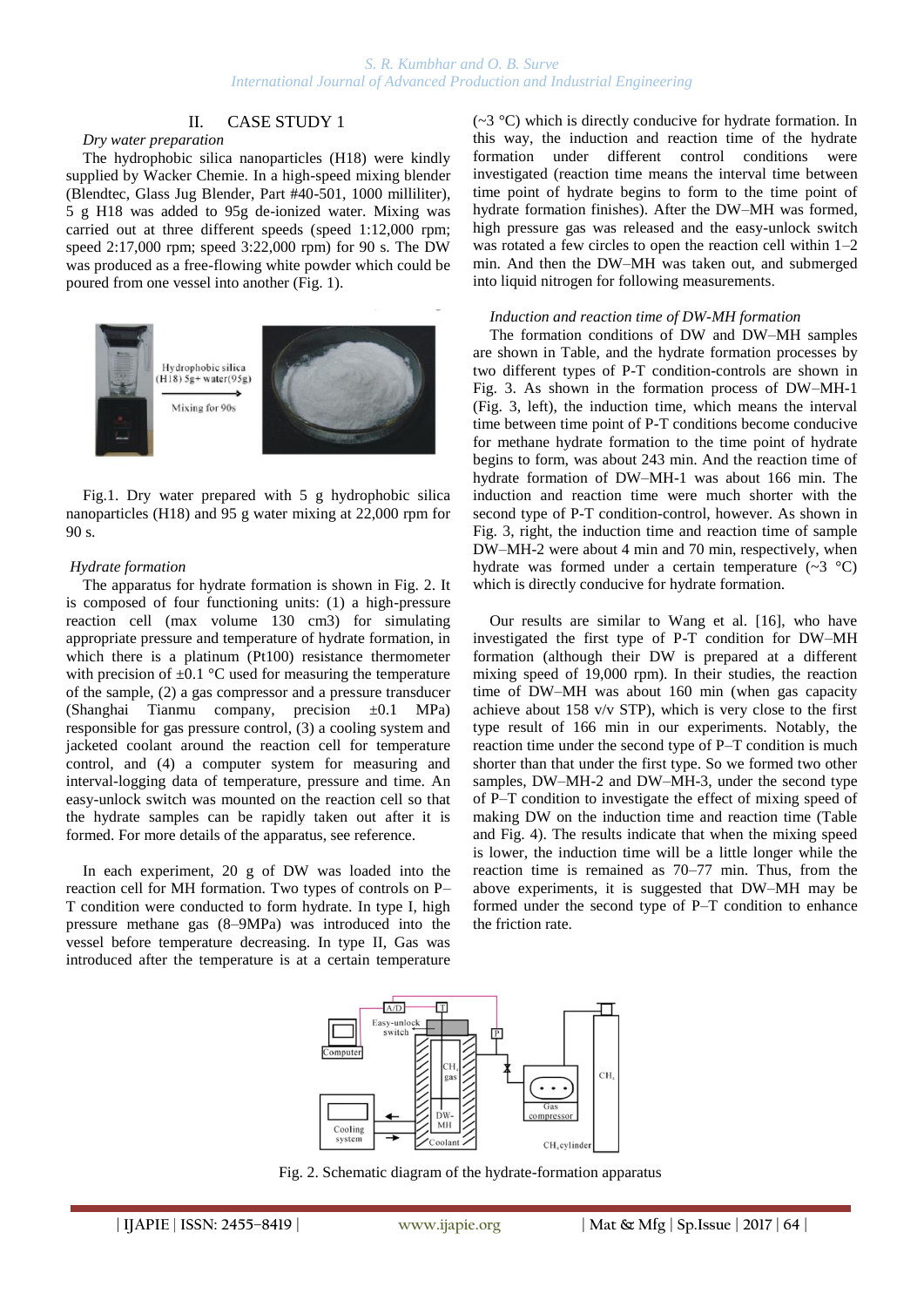## II. CASE STUDY 1

*Dry water preparation*

The hydrophobic silica nanoparticles (H18) were kindly supplied by Wacker Chemie. In a high-speed mixing blender (Blendtec, Glass Jug Blender, Part #40-501, 1000 milliliter), 5 g H18 was added to 95g de-ionized water. Mixing was carried out at three different speeds (speed 1:12,000 rpm; speed 2:17,000 rpm; speed 3:22,000 rpm) for 90 s. The DW was produced as a free-flowing white powder which could be poured from one vessel into another (Fig. 1).

Fig.1. Dry water prepared with 5 g hydrophobic silica nanoparticles (H18) and 95 g water mixing at 22,000 rpm for 90 s.

*Hydrate formation*

The apparatus for hydrate formation is shown in Fig. 2. It is composed of four functioning units: (1) a high-pressure reaction cell (max volume 130 cm3) for simulating appropriate pressure and temperature of hydrate formation, in which there is a platinum (Pt100) resistance thermometer with precision of ±0.1 °C used for measuring the temperature of the sample, (2) a gas compressor and a pressure transducer (Shanghai Tianmu company, precision ±0.1 MPa) responsible for gas pressure control, (3) a cooling system and jacketed coolant around the reaction cell for temperature control, and (4) a computer system for measuring and interval-logging data of temperature, pressure and time. An easy-unlock switch was mounted on the reaction cell so that the hydrate samples can be rapidly taken out after it is formed. For more details of the apparatus, see reference.

In each experiment, 20 g of DW was loaded into the reaction cell for MH formation. Two types of controls on P–T condition were conducted to form hydrate. In type I, high pressure methane gas (8–9MPa) was introduced into the vessel before temperature decreasing. In type II, Gas was introduced after the temperature is at a certain temperature (~3 °C) which is directly conducive for hydrate formation. In this way, the induction and reaction time of the hydrate formation under different control conditions were investigated (reaction time means the interval time between time point of hydrate begins to form to the time point of hydrate formation finishes). After the DW–MH was formed, high pressure gas was released and the easy-unlock switch was rotated a few circles to open the reaction cell within 1–2 min. And then the DW–MH was taken out, and submerged into liquid nitrogen for following measurements.

*Induction and reaction time of DW-MH formation*

The formation conditions of DW and DW–MH samples are shown in Table, and the hydrate formation processes by two different types of P-T condition-controls are shown in Fig. 3. As shown in the formation process of DW–MH-1 (Fig. 3, left), the induction time, which means the interval time between time point of P-T conditions become conducive for methane hydrate formation to the time point of hydrate begins to form, was about 243 min. And the reaction time of hydrate formation of DW–MH-1 was about 166 min. The induction and reaction time were much shorter with the second type of P-T condition-control, however. As shown in Fig. 3, right, the induction time and reaction time of sample DW–MH-2 were about 4 min and 70 min, respectively, when hydrate was formed under a certain temperature (~3 °C) which is directly conducive for hydrate formation.

Our results are similar to Wang et al. [16], who have investigated the first type of P-T condition for DW–MH formation (although their DW is prepared at a different mixing speed of 19,000 rpm). In their studies, the reaction time of DW–MH was about 160 min (when gas capacity achieve about 158 v/v STP), which is very close to the first type result of 166 min in our experiments. Notably, the reaction time under the second type of P–T condition is much shorter than that under the first type. So we formed two other samples, DW–MH-2 and DW–MH-3, under the second type of P–T condition to investigate the effect of mixing speed of making DW on the induction time and reaction time (Table and Fig. 4). The results indicate that when the mixing speed is lower, the induction time will be a little longer while the reaction time is remained as 70–77 min. Thus, from the above experiments, it is suggested that DW–MH may be formed under the second type of P–T condition to enhance the friction rate.

Fig. 2. Schematic diagram of the hydrate-formation apparatus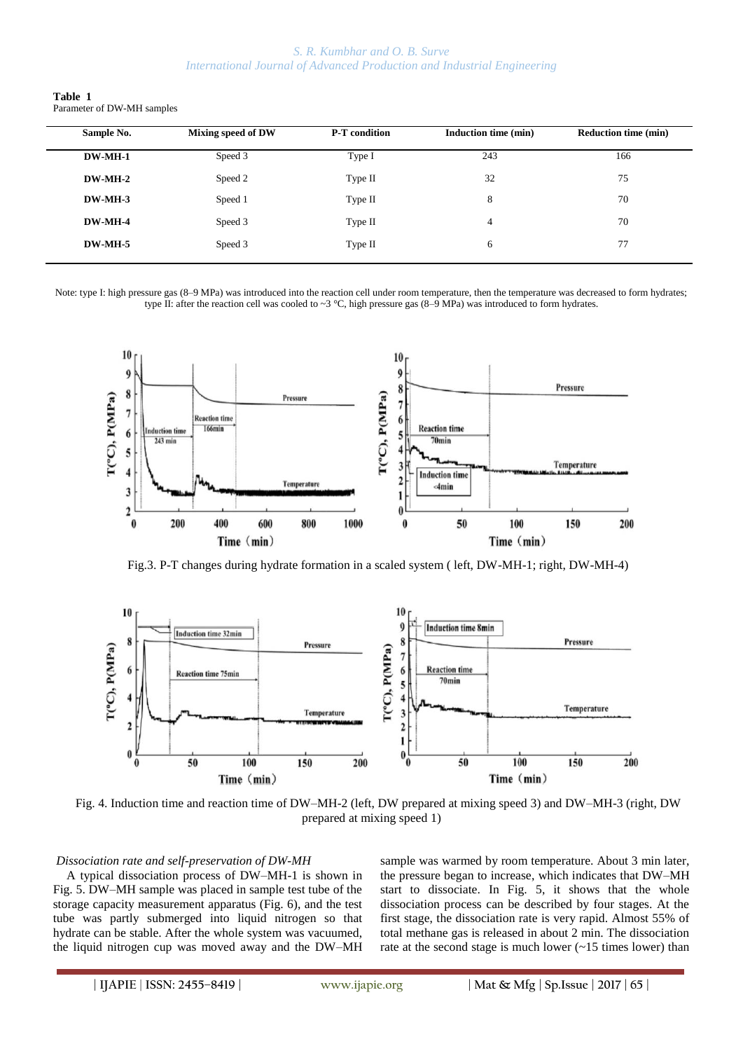**Table 1**
Parameter of DW-MH samples

| Sample No. | Mixing speed of DW | P-T condition | Induction time (min) | Reduction time (min) |
|---|---|---|---|---|
| **DW-MH-1** | Speed 3 | Type I | 243 | 166 |
| **DW-MH-2** | Speed 2 | Type II | 32 | 75 |
| **DW-MH-3** | Speed 1 | Type II | 8 | 70 |
| **DW-MH-4** | Speed 3 | Type II | 4 | 70 |
| **DW-MH-5** | Speed 3 | Type II | 6 | 77 |

Note: type I: high pressure gas (8–9 MPa) was introduced into the reaction cell under room temperature, then the temperature was decreased to form hydrates; type II: after the reaction cell was cooled to ~3 °C, high pressure gas (8–9 MPa) was introduced to form hydrates.

Fig.3. P-T changes during hydrate formation in a scaled system ( left, DW-MH-1; right, DW-MH-4)

Fig. 4. Induction time and reaction time of DW–MH-2 (left, DW prepared at mixing speed 3) and DW–MH-3 (right, DW prepared at mixing speed 1)

*Dissociation rate and self-preservation of DW-MH*

A typical dissociation process of DW–MH-1 is shown in Fig. 5. DW–MH sample was placed in sample test tube of the storage capacity measurement apparatus (Fig. 6), and the test tube was partly submerged into liquid nitrogen so that hydrate can be stable. After the whole system was vacuumed, the liquid nitrogen cup was moved away and the DW–MH sample was warmed by room temperature. About 3 min later, the pressure began to increase, which indicates that DW–MH start to dissociate. In Fig. 5, it shows that the whole dissociation process can be described by four stages. At the first stage, the dissociation rate is very rapid. Almost 55% of total methane gas is released in about 2 min. The dissociation rate at the second stage is much lower (~15 times lower) than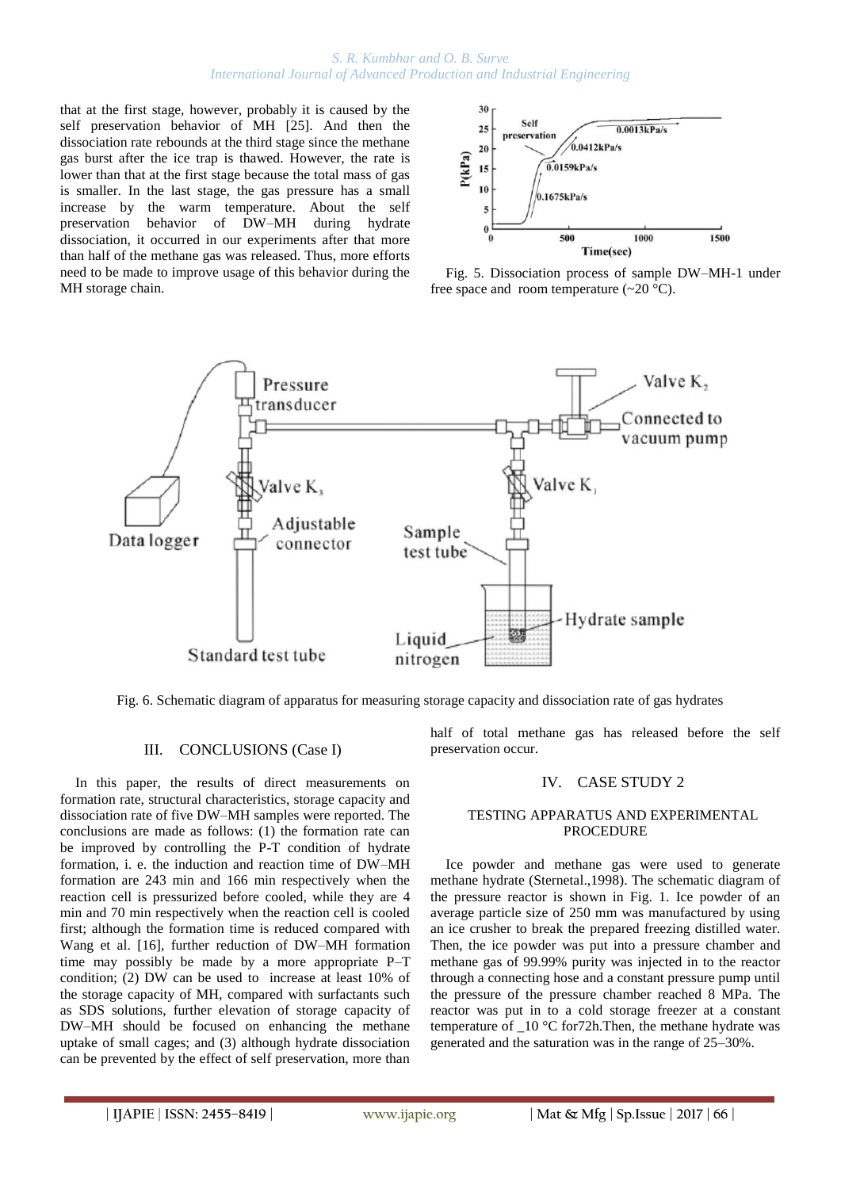that at the first stage, however, probably it is caused by the self preservation behavior of MH [25]. And then the dissociation rate rebounds at the third stage since the methane gas burst after the ice trap is thawed. However, the rate is lower than that at the first stage because the total mass of gas is smaller. In the last stage, the gas pressure has a small increase by the warm temperature. About the self preservation behavior of DW–MH during hydrate dissociation, it occurred in our experiments after that more than half of the methane gas was released. Thus, more efforts need to be made to improve usage of this behavior during the MH storage chain.

Fig. 5. Dissociation process of sample DW–MH-1 under free space and room temperature (~20 °C).

Fig. 6. Schematic diagram of apparatus for measuring storage capacity and dissociation rate of gas hydrates

## III. CONCLUSIONS (Case I)

In this paper, the results of direct measurements on formation rate, structural characteristics, storage capacity and dissociation rate of five DW–MH samples were reported. The conclusions are made as follows: (1) the formation rate can be improved by controlling the P-T condition of hydrate formation, i. e. the induction and reaction time of DW–MH formation are 243 min and 166 min respectively when the reaction cell is pressurized before cooled, while they are 4 min and 70 min respectively when the reaction cell is cooled first; although the formation time is reduced compared with Wang et al. [16], further reduction of DW–MH formation time may possibly be made by a more appropriate P–T condition; (2) DW can be used to increase at least 10% of the storage capacity of MH, compared with surfactants such as SDS solutions, further elevation of storage capacity of DW–MH should be focused on enhancing the methane uptake of small cages; and (3) although hydrate dissociation can be prevented by the effect of self preservation, more than half of total methane gas has released before the self preservation occur.

## IV. CASE STUDY 2

### TESTING APPARATUS AND EXPERIMENTAL PROCEDURE

Ice powder and methane gas were used to generate methane hydrate (Sternetal.,1998). The schematic diagram of the pressure reactor is shown in Fig. 1. Ice powder of an average particle size of 250 mm was manufactured by using an ice crusher to break the prepared freezing distilled water. Then, the ice powder was put into a pressure chamber and methane gas of 99.99% purity was injected in to the reactor through a connecting hose and a constant pressure pump until the pressure of the pressure chamber reached 8 MPa. The reactor was put in to a cold storage freezer at a constant temperature of _10 °C for72h.Then, the methane hydrate was generated and the saturation was in the range of 25–30%.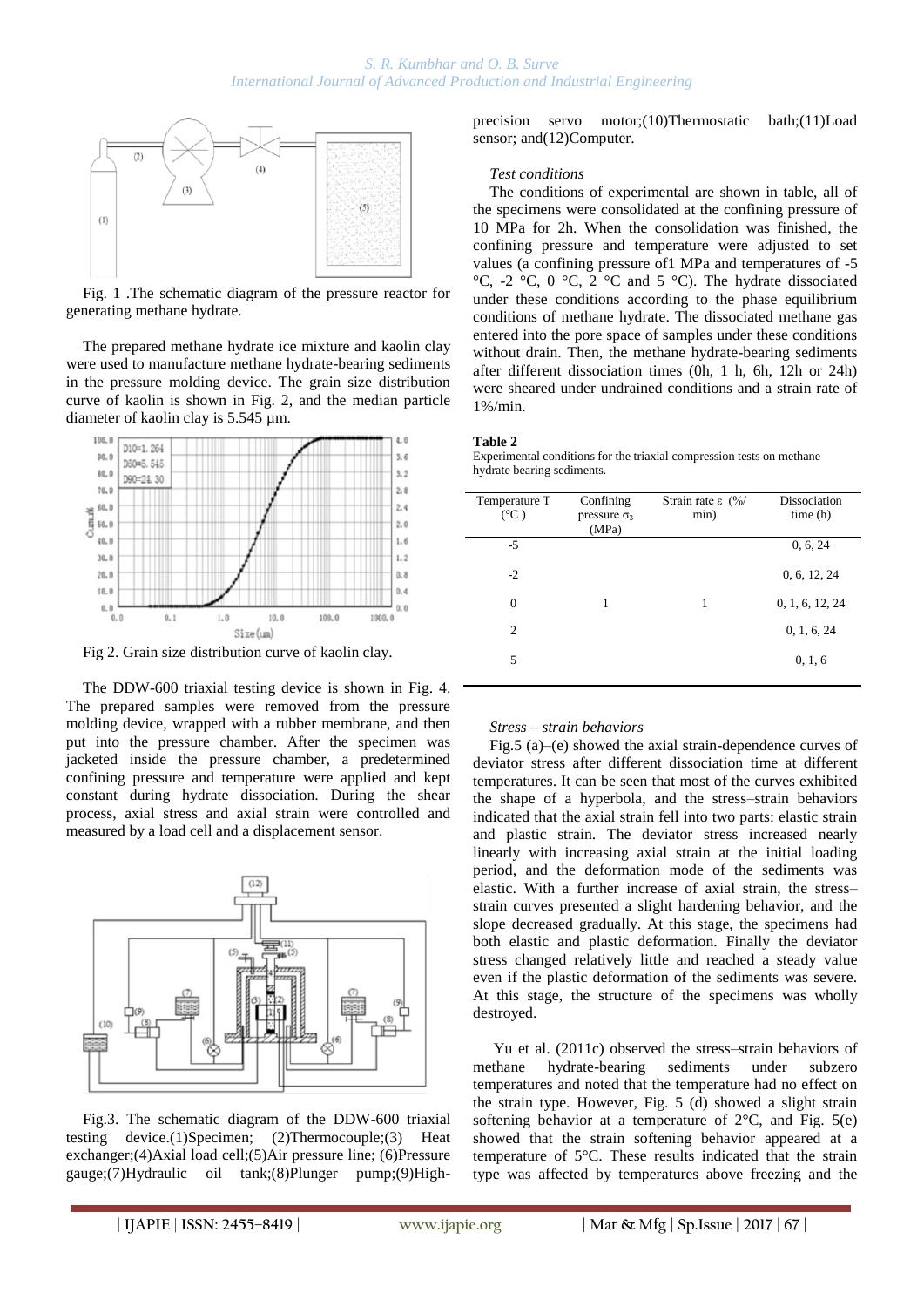Fig. 1 .The schematic diagram of the pressure reactor for generating methane hydrate.

The prepared methane hydrate ice mixture and kaolin clay were used to manufacture methane hydrate-bearing sediments in the pressure molding device. The grain size distribution curve of kaolin is shown in Fig. 2, and the median particle diameter of kaolin clay is 5.545 µm.

Fig 2. Grain size distribution curve of kaolin clay.

The DDW-600 triaxial testing device is shown in Fig. 4. The prepared samples were removed from the pressure molding device, wrapped with a rubber membrane, and then put into the pressure chamber. After the specimen was jacketed inside the pressure chamber, a predetermined confining pressure and temperature were applied and kept constant during hydrate dissociation. During the shear process, axial stress and axial strain were controlled and measured by a load cell and a displacement sensor.

Fig.3. The schematic diagram of the DDW-600 triaxial testing device.(1)Specimen; (2)Thermocouple;(3) Heat exchanger;(4)Axial load cell;(5)Air pressure line; (6)Pressure gauge;(7)Hydraulic oil tank;(8)Plunger pump;(9)High-precision servo motor;(10)Thermostatic bath;(11)Load sensor; and(12)Computer.

*Test conditions*

The conditions of experimental are shown in table, all of the specimens were consolidated at the confining pressure of 10 MPa for 2h. When the consolidation was finished, the confining pressure and temperature were adjusted to set values (a confining pressure of1 MPa and temperatures of -5 °C, -2 °C, 0 °C, 2 °C and 5 °C). The hydrate dissociated under these conditions according to the phase equilibrium conditions of methane hydrate. The dissociated methane gas entered into the pore space of samples under these conditions without drain. Then, the methane hydrate-bearing sediments after different dissociation times (0h, 1 h, 6h, 12h or 24h) were sheared under undrained conditions and a strain rate of 1%/min.

**Table 2**
Experimental conditions for the triaxial compression tests on methane hydrate bearing sediments.

| Temperature T (°C ) | Confining pressure $\sigma_3$ (MPa) | Strain rate ε (%/ min) | Dissociation time (h) |
|---|---|---|---|
| -5 | | | 0, 6, 24 |
| -2 | | | 0, 6, 12, 24 |
| 0 | 1 | 1 | 0, 1, 6, 12, 24 |
| 2 | | | 0, 1, 6, 24 |
| 5 | | | 0, 1, 6 |

*Stress – strain behaviors*

Fig.5 (a)–(e) showed the axial strain-dependence curves of deviator stress after different dissociation time at different temperatures. It can be seen that most of the curves exhibited the shape of a hyperbola, and the stress–strain behaviors indicated that the axial strain fell into two parts: elastic strain and plastic strain. The deviator stress increased nearly linearly with increasing axial strain at the initial loading period, and the deformation mode of the sediments was elastic. With a further increase of axial strain, the stress–strain curves presented a slight hardening behavior, and the slope decreased gradually. At this stage, the specimens had both elastic and plastic deformation. Finally the deviator stress changed relatively little and reached a steady value even if the plastic deformation of the sediments was severe. At this stage, the structure of the specimens was wholly destroyed.

Yu et al. (2011c) observed the stress–strain behaviors of methane hydrate-bearing sediments under subzero temperatures and noted that the temperature had no effect on the strain type. However, Fig. 5 (d) showed a slight strain softening behavior at a temperature of 2°C, and Fig. 5(e) showed that the strain softening behavior appeared at a temperature of 5°C. These results indicated that the strain type was affected by temperatures above freezing and the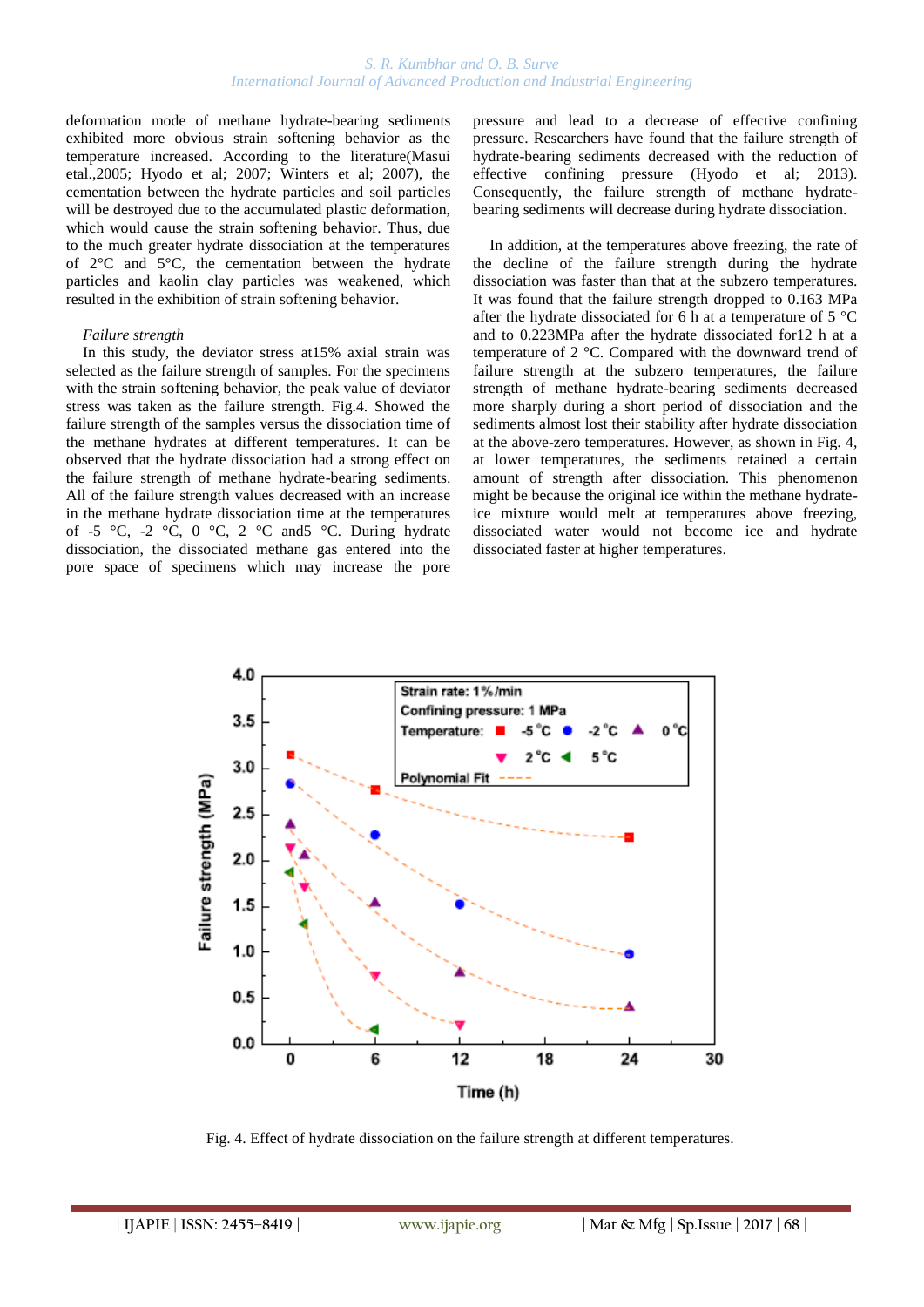deformation mode of methane hydrate-bearing sediments exhibited more obvious strain softening behavior as the temperature increased. According to the literature(Masui etal.,2005; Hyodo et al; 2007; Winters et al; 2007), the cementation between the hydrate particles and soil particles will be destroyed due to the accumulated plastic deformation, which would cause the strain softening behavior. Thus, due to the much greater hydrate dissociation at the temperatures of 2°C and 5°C, the cementation between the hydrate particles and kaolin clay particles was weakened, which resulted in the exhibition of strain softening behavior.

*Failure strength*

In this study, the deviator stress at15% axial strain was selected as the failure strength of samples. For the specimens with the strain softening behavior, the peak value of deviator stress was taken as the failure strength. Fig.4. Showed the failure strength of the samples versus the dissociation time of the methane hydrates at different temperatures. It can be observed that the hydrate dissociation had a strong effect on the failure strength of methane hydrate-bearing sediments. All of the failure strength values decreased with an increase in the methane hydrate dissociation time at the temperatures of -5 °C, -2 °C, 0 °C, 2 °C and5 °C. During hydrate dissociation, the dissociated methane gas entered into the pore space of specimens which may increase the pore pressure and lead to a decrease of effective confining pressure. Researchers have found that the failure strength of hydrate-bearing sediments decreased with the reduction of effective confining pressure (Hyodo et al; 2013). Consequently, the failure strength of methane hydrate-bearing sediments will decrease during hydrate dissociation.

In addition, at the temperatures above freezing, the rate of the decline of the failure strength during the hydrate dissociation was faster than that at the subzero temperatures. It was found that the failure strength dropped to 0.163 MPa after the hydrate dissociated for 6 h at a temperature of 5 °C and to 0.223MPa after the hydrate dissociated for12 h at a temperature of 2 °C. Compared with the downward trend of failure strength at the subzero temperatures, the failure strength of methane hydrate-bearing sediments decreased more sharply during a short period of dissociation and the sediments almost lost their stability after hydrate dissociation at the above-zero temperatures. However, as shown in Fig. 4, at lower temperatures, the sediments retained a certain amount of strength after dissociation. This phenomenon might be because the original ice within the methane hydrate-ice mixture would melt at temperatures above freezing, dissociated water would not become ice and hydrate dissociated faster at higher temperatures.

Fig. 4. Effect of hydrate dissociation on the failure strength at different temperatures.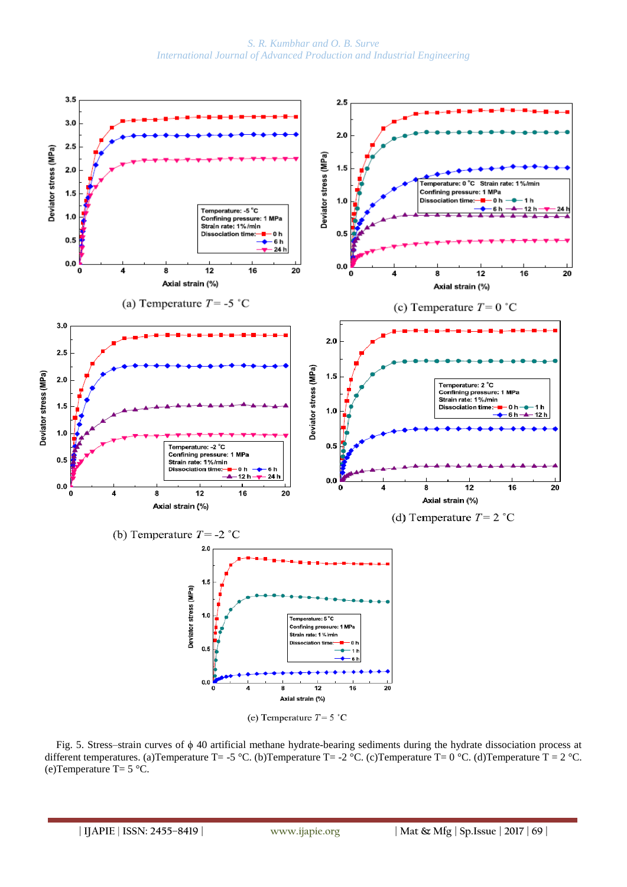(a) Temperature $T$= -5 °C

(c) Temperature $T$= 0 °C

(b) Temperature $T$= -2 °C

(d) Temperature $T$= 2 °C

(e) Temperature $T$= 5 °C

Fig. 5. Stress–strain curves of ϕ 40 artificial methane hydrate-bearing sediments during the hydrate dissociation process at different temperatures. (a)Temperature T= -5 °C. (b)Temperature T= -2 °C. (c)Temperature T= 0 °C. (d)Temperature T = 2 °C. (e)Temperature T= 5 °C.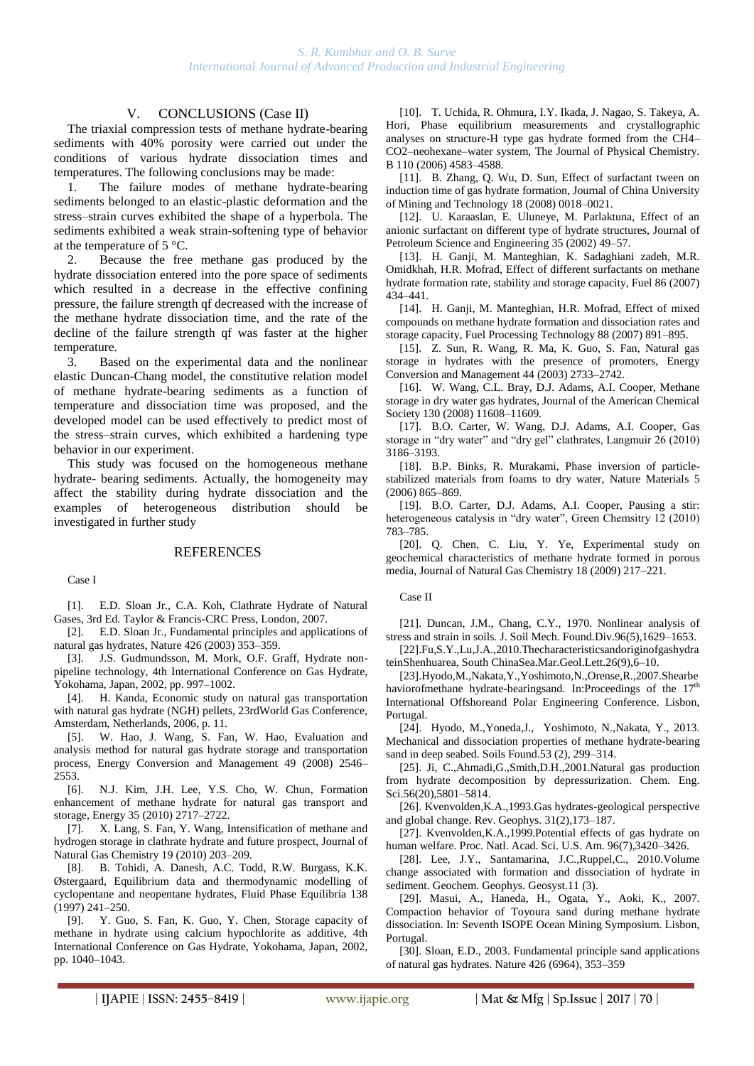## V. CONCLUSIONS (Case II)

The triaxial compression tests of methane hydrate-bearing sediments with 40% porosity were carried out under the conditions of various hydrate dissociation times and temperatures. The following conclusions may be made:

1. The failure modes of methane hydrate-bearing sediments belonged to an elastic-plastic deformation and the stress–strain curves exhibited the shape of a hyperbola. The sediments exhibited a weak strain-softening type of behavior at the temperature of 5 °C.
2. Because the free methane gas produced by the hydrate dissociation entered into the pore space of sediments which resulted in a decrease in the effective confining pressure, the failure strength qf decreased with the increase of the methane hydrate dissociation time, and the rate of the decline of the failure strength qf was faster at the higher temperature.
3. Based on the experimental data and the nonlinear elastic Duncan-Chang model, the constitutive relation model of methane hydrate-bearing sediments as a function of temperature and dissociation time was proposed, and the developed model can be used effectively to predict most of the stress–strain curves, which exhibited a hardening type behavior in our experiment.

This study was focused on the homogeneous methane hydrate- bearing sediments. Actually, the homogeneity may affect the stability during hydrate dissociation and the examples of heterogeneous distribution should be investigated in further study

## REFERENCES

Case I

[1]. E.D. Sloan Jr., C.A. Koh, Clathrate Hydrate of Natural Gases, 3rd Ed. Taylor & Francis-CRC Press, London, 2007.

[2]. E.D. Sloan Jr., Fundamental principles and applications of natural gas hydrates, Nature 426 (2003) 353–359.

[3]. J.S. Gudmundsson, M. Mork, O.F. Graff, Hydrate non-pipeline technology, 4th International Conference on Gas Hydrate, Yokohama, Japan, 2002, pp. 997–1002.

[4]. H. Kanda, Economic study on natural gas transportation with natural gas hydrate (NGH) pellets, 23rdWorld Gas Conference, Amsterdam, Netherlands, 2006, p. 11.

[5]. W. Hao, J. Wang, S. Fan, W. Hao, Evaluation and analysis method for natural gas hydrate storage and transportation process, Energy Conversion and Management 49 (2008) 2546–2553.

[6]. N.J. Kim, J.H. Lee, Y.S. Cho, W. Chun, Formation enhancement of methane hydrate for natural gas transport and storage, Energy 35 (2010) 2717–2722.

[7]. X. Lang, S. Fan, Y. Wang, Intensification of methane and hydrogen storage in clathrate hydrate and future prospect, Journal of Natural Gas Chemistry 19 (2010) 203–209.

[8]. B. Tohidi, A. Danesh, A.C. Todd, R.W. Burgass, K.K. Østergaard, Equilibrium data and thermodynamic modelling of cyclopentane and neopentane hydrates, Fluid Phase Equilibria 138 (1997) 241–250.

[9]. Y. Guo, S. Fan, K. Guo, Y. Chen, Storage capacity of methane in hydrate using calcium hypochlorite as additive, 4th International Conference on Gas Hydrate, Yokohama, Japan, 2002, pp. 1040–1043.

[10]. T. Uchida, R. Ohmura, I.Y. Ikada, J. Nagao, S. Takeya, A. Hori, Phase equilibrium measurements and crystallographic analyses on structure-H type gas hydrate formed from the CH4–CO2–neohexane–water system, The Journal of Physical Chemistry. B 110 (2006) 4583–4588.

[11]. B. Zhang, Q. Wu, D. Sun, Effect of surfactant tween on induction time of gas hydrate formation, Journal of China University of Mining and Technology 18 (2008) 0018–0021.

[12]. U. Karaaslan, E. Uluneye, M. Parlaktuna, Effect of an anionic surfactant on different type of hydrate structures, Journal of Petroleum Science and Engineering 35 (2002) 49–57.

[13]. H. Ganji, M. Manteghian, K. Sadaghiani zadeh, M.R. Omidkhah, H.R. Mofrad, Effect of different surfactants on methane hydrate formation rate, stability and storage capacity, Fuel 86 (2007) 434–441.

[14]. H. Ganji, M. Manteghian, H.R. Mofrad, Effect of mixed compounds on methane hydrate formation and dissociation rates and storage capacity, Fuel Processing Technology 88 (2007) 891–895.

[15]. Z. Sun, R. Wang, R. Ma, K. Guo, S. Fan, Natural gas storage in hydrates with the presence of promoters, Energy Conversion and Management 44 (2003) 2733–2742.

[16]. W. Wang, C.L. Bray, D.J. Adams, A.I. Cooper, Methane storage in dry water gas hydrates, Journal of the American Chemical Society 130 (2008) 11608–11609.

[17]. B.O. Carter, W. Wang, D.J. Adams, A.I. Cooper, Gas storage in "dry water" and "dry gel" clathrates, Langmuir 26 (2010) 3186–3193.

[18]. B.P. Binks, R. Murakami, Phase inversion of particle-stabilized materials from foams to dry water, Nature Materials 5 (2006) 865–869.

[19]. B.O. Carter, D.J. Adams, A.I. Cooper, Pausing a stir: heterogeneous catalysis in "dry water", Green Chemsitry 12 (2010) 783–785.

[20]. Q. Chen, C. Liu, Y. Ye, Experimental study on geochemical characteristics of methane hydrate formed in porous media, Journal of Natural Gas Chemistry 18 (2009) 217–221.

Case II

[21]. Duncan, J.M., Chang, C.Y., 1970. Nonlinear analysis of stress and strain in soils. J. Soil Mech. Found.Div.96(5),1629–1653.

[22].Fu,S.Y.,Lu,J.A.,2010.Thecharacteristicsandoriginofgashydra teinShenhuarea, South ChinaSea.Mar.Geol.Lett.26(9),6–10.

[23].Hyodo,M.,Nakata,Y.,Yoshimoto,N.,Orense,R.,2007.Shearbe haviorofmethane hydrate-bearingsand. In:Proceedings of the 17th International Offshoreand Polar Engineering Conference. Lisbon, Portugal.

[24]. Hyodo, M.,Yoneda,J., Yoshimoto, N.,Nakata, Y., 2013. Mechanical and dissociation properties of methane hydrate-bearing sand in deep seabed. Soils Found.53 (2), 299–314.

[25]. Ji, C.,Ahmadi,G.,Smith,D.H.,2001.Natural gas production from hydrate decomposition by depressurization. Chem. Eng. Sci.56(20),5801–5814.

[26]. Kvenvolden,K.A.,1993.Gas hydrates-geological perspective and global change. Rev. Geophys. 31(2),173–187.

[27]. Kvenvolden,K.A.,1999.Potential effects of gas hydrate on human welfare. Proc. Natl. Acad. Sci. U.S. Am. 96(7),3420–3426.

[28]. Lee, J.Y., Santamarina, J.C.,Ruppel,C., 2010.Volume change associated with formation and dissociation of hydrate in sediment. Geochem. Geophys. Geosyst.11 (3).

[29]. Masui, A., Haneda, H., Ogata, Y., Aoki, K., 2007. Compaction behavior of Toyoura sand during methane hydrate dissociation. In: Seventh ISOPE Ocean Mining Symposium. Lisbon, Portugal.

[30]. Sloan, E.D., 2003. Fundamental principle sand applications of natural gas hydrates. Nature 426 (6964), 353–359